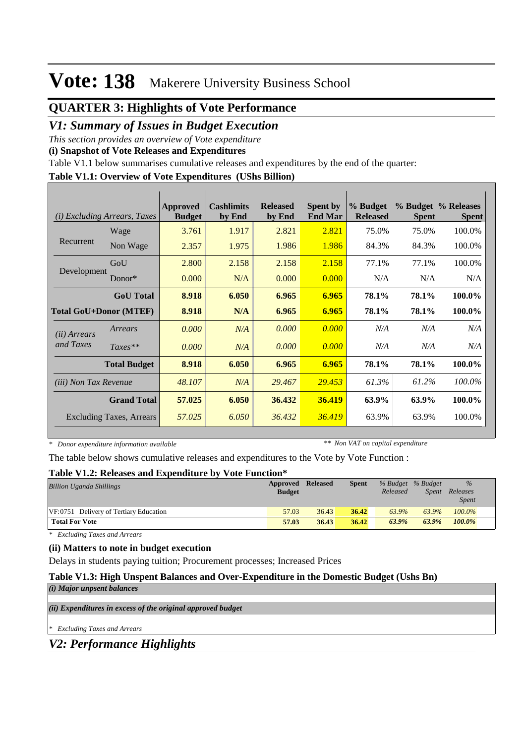# Vote: 138 Makerere University Business School

## QUARTER 3: Highlights of Vote Performance

### V1: Summary of Issues in Budget Execution

*This section provides an overview of Vote expenditure*

**(i) Snapshot of Vote Releases and Expenditures**

Table V1.1 below summarises cumulative releases and expenditures by the end of the quarter:

**Table V1.1: Overview of Vote Expenditures (UShs Billion)**

| *(i) Excluding Arrears, Taxes* | | Approved Budget | Cashlimits by End | Released by End | Spent by End Mar | % Budget Released | % Budget Spent | % Releases Spent |
|---|---|---|---|---|---|---|---|---|
| Recurrent | Wage | 3.761 | 1.917 | 2.821 | 2.821 | 75.0% | 75.0% | 100.0% |
| | Non Wage | 2.357 | 1.975 | 1.986 | 1.986 | 84.3% | 84.3% | 100.0% |
| Development | GoU | 2.800 | 2.158 | 2.158 | 2.158 | 77.1% | 77.1% | 100.0% |
| | Donor* | 0.000 | N/A | 0.000 | 0.000 | N/A | N/A | N/A |
| | **GoU Total** | **8.918** | **6.050** | **6.965** | **6.965** | **78.1%** | **78.1%** | **100.0%** |
| **Total GoU+Donor (MTEF)** | | **8.918** | **N/A** | **6.965** | **6.965** | **78.1%** | **78.1%** | **100.0%** |
| *(ii) Arrears and Taxes* | *Arrears* | *0.000* | *N/A* | *0.000* | *0.000* | *N/A* | *N/A* | *N/A* |
| | *Taxes*** | *0.000* | *N/A* | *0.000* | *0.000* | *N/A* | *N/A* | *N/A* |
| | **Total Budget** | **8.918** | **6.050** | **6.965** | **6.965** | **78.1%** | **78.1%** | **100.0%** |
| *(iii) Non Tax Revenue* | | *48.107* | *N/A* | *29.467* | *29.453* | *61.3%* | *61.2%* | *100.0%* |
| | **Grand Total** | **57.025** | **6.050** | **36.432** | **36.419** | **63.9%** | **63.9%** | **100.0%** |
| | Excluding Taxes, Arrears | *57.025* | *6.050* | *36.432* | *36.419* | 63.9% | 63.9% | 100.0% |

*\* Donor expenditure information available* *\*\* Non VAT on capital expenditure*

The table below shows cumulative releases and expenditures to the Vote by Vote Function :

**Table V1.2: Releases and Expenditure by Vote Function***

| *Billion Uganda Shillings* | Approved Budget | Released | Spent | *% Budget Released* | *% Budget Spent* | *% Releases Spent* |
|---|---|---|---|---|---|---|
| VF:0751 Delivery of Tertiary Education | 57.03 | 36.43 | 36.42 | 63.9% | 63.9% | 100.0% |
| **Total For Vote** | **57.03** | **36.43** | **36.42** | ***63.9%*** | ***63.9%*** | ***100.0%*** |

*\* Excluding Taxes and Arrears*

**(ii) Matters to note in budget execution**

Delays in students paying tuition; Procurement processes; Increased Prices

**Table V1.3: High Unspent Balances and Over-Expenditure in the Domestic Budget (Ushs Bn)**

***(i) Major unspent balances***

***(ii) Expenditures in excess of the original approved budget***

*\* Excluding Taxes and Arrears*

### V2: Performance Highlights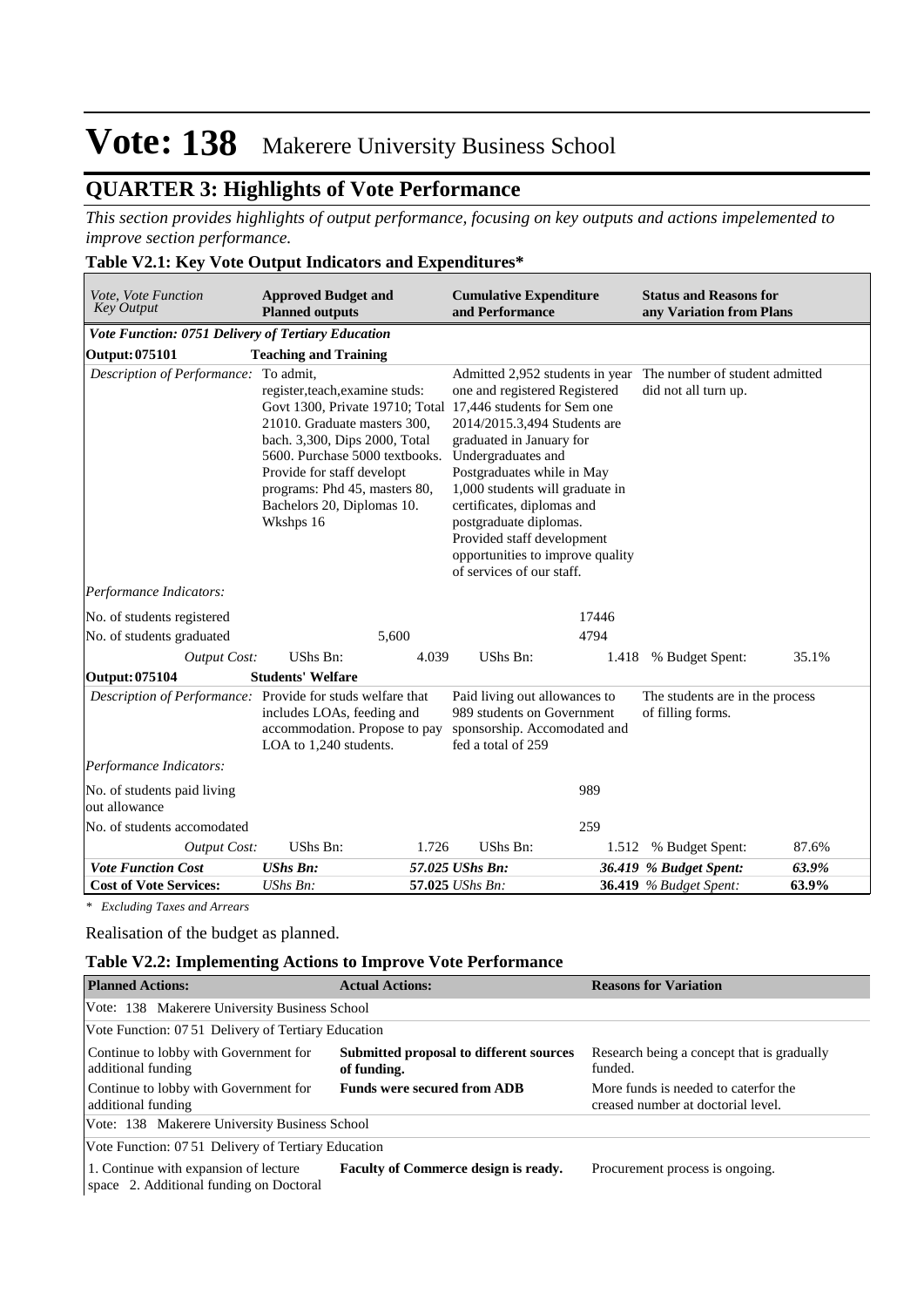# Vote: 138 Makerere University Business School

## QUARTER 3: Highlights of Vote Performance

*This section provides highlights of output performance, focusing on key outputs and actions impelemented to improve section performance.*

### Table V2.1: Key Vote Output Indicators and Expenditures*

| *Vote, Vote Function Key Output* | **Approved Budget and Planned outputs** | | **Cumulative Expenditure and Performance** | | **Status and Reasons for any Variation from Plans** | |
|---|---|---|---|---|---|---|
| ***Vote Function: 0751 Delivery of Tertiary Education*** | | | | | | |
| **Output: 075101** | **Teaching and Training** | | | | | |
| *Description of Performance:* | To admit, register,teach,examine studs: Govt 1300, Private 19710; Total 21010. Graduate masters 300, bach. 3,300, Dips 2000, Total 5600. Purchase 5000 textbooks. Provide for staff developt programs: Phd 45, masters 80, Bachelors 20, Diplomas 10. Wkshps 16 | | Admitted 2,952 students in year one and registered Registered 17,446 students for Sem one 2014/2015.3,494 Students are graduated in January for Undergraduates and Postgraduates while in May 1,000 students will graduate in certificates, diplomas and postgraduate diplomas. Provided staff development opportunities to improve quality of services of our staff. | | The number of student admitted did not all turn up. | |
| *Performance Indicators:* | | | | | | |
| No. of students registered | | | | 17446 | | |
| No. of students graduated | | 5,600 | | 4794 | | |
| *Output Cost:* | UShs Bn: | 4.039 | UShs Bn: | 1.418 | % Budget Spent: | 35.1% |
| **Output: 075104** | **Students' Welfare** | | | | | |
| *Description of Performance:* | Provide for studs welfare that includes LOAs, feeding and accommodation. Propose to pay LOA to 1,240 students. | | Paid living out allowances to 989 students on Government sponsorship. Accomodated and fed a total of 259 | | The students are in the process of filling forms. | |
| *Performance Indicators:* | | | | | | |
| No. of students paid living out allowance | | | | 989 | | |
| No. of students accomodated | | | | 259 | | |
| *Output Cost:* | UShs Bn: | 1.726 | UShs Bn: | 1.512 | % Budget Spent: | 87.6% |
| ***Vote Function Cost*** | ***UShs Bn:*** | ***57.025*** | ***UShs Bn:*** | ***36.419*** | ***% Budget Spent:*** | ***63.9%*** |
| **Cost of Vote Services:** | *UShs Bn:* | **57.025** | *UShs Bn:* | **36.419** | *% Budget Spent:* | **63.9%** |

*\* Excluding Taxes and Arrears*

Realisation of the budget as planned.

### Table V2.2: Implementing Actions to Improve Vote Performance

| **Planned Actions:** | **Actual Actions:** | **Reasons for Variation** |
|---|---|---|
| Vote: 138 Makerere University Business School | | |
| Vote Function: 07 51 Delivery of Tertiary Education | | |
| Continue to lobby with Government for additional funding | **Submitted proposal to different sources of funding.** | Research being a concept that is gradually funded. |
| Continue to lobby with Government for additional funding | **Funds were secured from ADB** | More funds is needed to caterfor the creased number at doctorial level. |
| Vote: 138 Makerere University Business School | | |
| Vote Function: 07 51 Delivery of Tertiary Education | | |
| 1. Continue with expansion of lecture space 2. Additional funding on Doctoral | **Faculty of Commerce design is ready.** | Procurement process is ongoing. |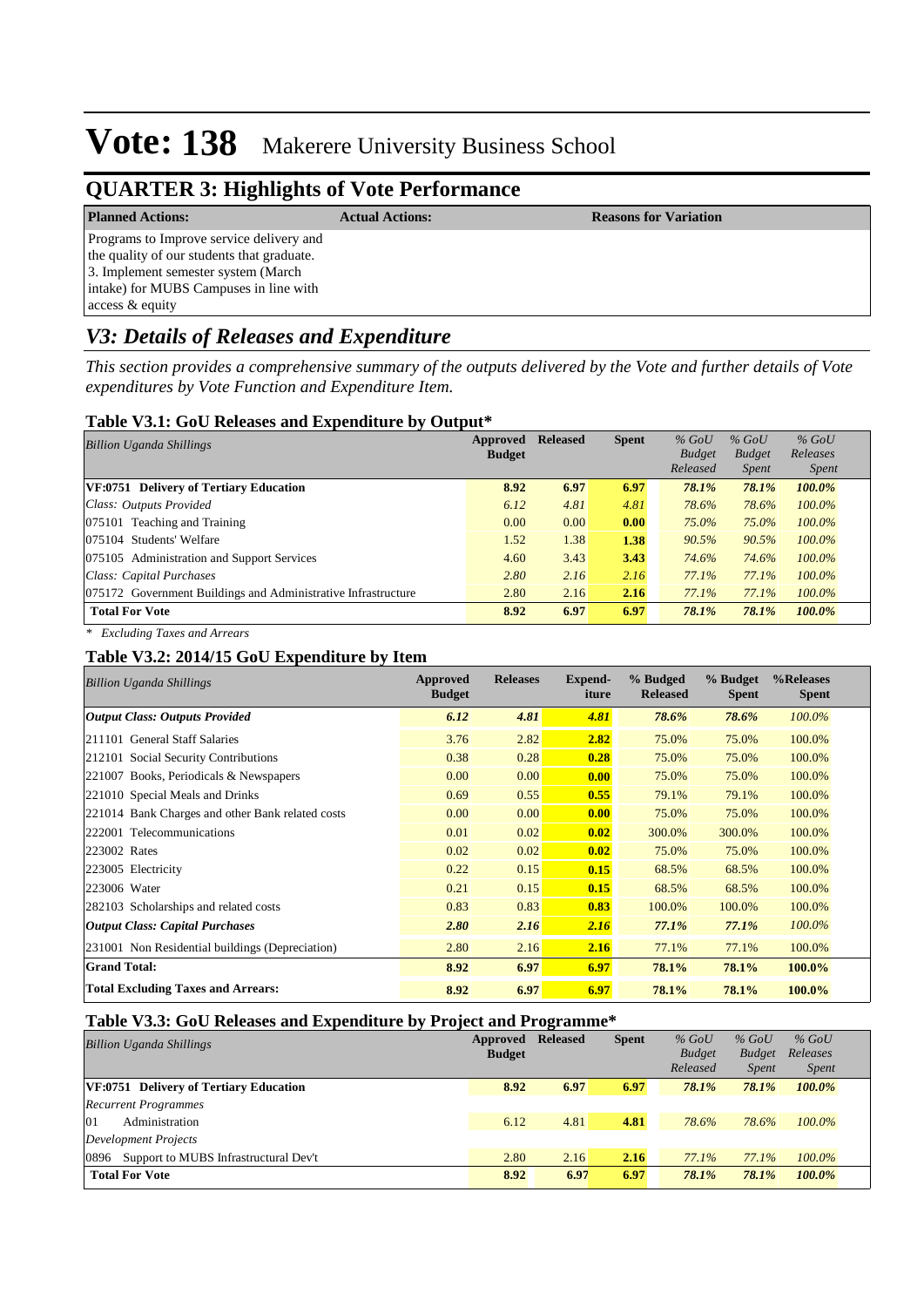# Vote: 138 Makerere University Business School

## QUARTER 3: Highlights of Vote Performance

| Planned Actions: | Actual Actions: | Reasons for Variation |
|---|---|---|
| Programs to Improve service delivery and the quality of our students that graduate.<br>3. Implement semester system (March intake) for MUBS Campuses in line with access & equity | | |

## *V3: Details of Releases and Expenditure*

*This section provides a comprehensive summary of the outputs delivered by the Vote and further details of Vote expenditures by Vote Function and Expenditure Item.*

### Table V3.1: GoU Releases and Expenditure by Output*

| *Billion Uganda Shillings* | Approved Budget | Released | Spent | *% GoU Budget Released* | *% GoU Budget Spent* | *% GoU Releases Spent* |
|---|---|---|---|---|---|---|
| **VF:0751 Delivery of Tertiary Education** | **8.92** | **6.97** | **6.97** | ***78.1%*** | ***78.1%*** | ***100.0%*** |
| *Class: Outputs Provided* | *6.12* | *4.81* | *4.81* | *78.6%* | *78.6%* | *100.0%* |
| 075101 Teaching and Training | 0.00 | 0.00 | **0.00** | *75.0%* | *75.0%* | *100.0%* |
| 075104 Students' Welfare | 1.52 | 1.38 | **1.38** | *90.5%* | *90.5%* | *100.0%* |
| 075105 Administration and Support Services | 4.60 | 3.43 | **3.43** | *74.6%* | *74.6%* | *100.0%* |
| *Class: Capital Purchases* | *2.80* | *2.16* | *2.16* | *77.1%* | *77.1%* | *100.0%* |
| 075172 Government Buildings and Administrative Infrastructure | 2.80 | 2.16 | **2.16** | *77.1%* | *77.1%* | *100.0%* |
| **Total For Vote** | **8.92** | **6.97** | **6.97** | ***78.1%*** | ***78.1%*** | ***100.0%*** |

*\* Excluding Taxes and Arrears*

### Table V3.2: 2014/15 GoU Expenditure by Item

| *Billion Uganda Shillings* | Approved Budget | Releases | Expend-iture | % Budged Released | % Budget Spent | %Releases Spent |
|---|---|---|---|---|---|---|
| ***Output Class: Outputs Provided*** | ***6.12*** | ***4.81*** | ***4.81*** | ***78.6%*** | ***78.6%*** | *100.0%* |
| 211101 General Staff Salaries | 3.76 | 2.82 | **2.82** | 75.0% | 75.0% | 100.0% |
| 212101 Social Security Contributions | 0.38 | 0.28 | **0.28** | 75.0% | 75.0% | 100.0% |
| 221007 Books, Periodicals & Newspapers | 0.00 | 0.00 | **0.00** | 75.0% | 75.0% | 100.0% |
| 221010 Special Meals and Drinks | 0.69 | 0.55 | **0.55** | 79.1% | 79.1% | 100.0% |
| 221014 Bank Charges and other Bank related costs | 0.00 | 0.00 | **0.00** | 75.0% | 75.0% | 100.0% |
| 222001 Telecommunications | 0.01 | 0.02 | **0.02** | 300.0% | 300.0% | 100.0% |
| 223002 Rates | 0.02 | 0.02 | **0.02** | 75.0% | 75.0% | 100.0% |
| 223005 Electricity | 0.22 | 0.15 | **0.15** | 68.5% | 68.5% | 100.0% |
| 223006 Water | 0.21 | 0.15 | **0.15** | 68.5% | 68.5% | 100.0% |
| 282103 Scholarships and related costs | 0.83 | 0.83 | **0.83** | 100.0% | 100.0% | 100.0% |
| ***Output Class: Capital Purchases*** | ***2.80*** | ***2.16*** | ***2.16*** | ***77.1%*** | ***77.1%*** | *100.0%* |
| 231001 Non Residential buildings (Depreciation) | 2.80 | 2.16 | **2.16** | 77.1% | 77.1% | 100.0% |
| **Grand Total:** | **8.92** | **6.97** | **6.97** | **78.1%** | **78.1%** | **100.0%** |
| **Total Excluding Taxes and Arrears:** | **8.92** | **6.97** | **6.97** | **78.1%** | **78.1%** | **100.0%** |

### Table V3.3: GoU Releases and Expenditure by Project and Programme*

| *Billion Uganda Shillings* | Approved Budget | Released | Spent | *% GoU Budget Released* | *% GoU Budget Spent* | *% GoU Releases Spent* |
|---|---|---|---|---|---|---|
| **VF:0751 Delivery of Tertiary Education** | **8.92** | **6.97** | **6.97** | ***78.1%*** | ***78.1%*** | ***100.0%*** |
| *Recurrent Programmes* | | | | | | |
| 01 Administration | 6.12 | 4.81 | **4.81** | *78.6%* | *78.6%* | *100.0%* |
| *Development Projects* | | | | | | |
| 0896 Support to MUBS Infrastructural Dev't | 2.80 | 2.16 | **2.16** | *77.1%* | *77.1%* | *100.0%* |
| **Total For Vote** | **8.92** | **6.97** | **6.97** | ***78.1%*** | ***78.1%*** | ***100.0%*** |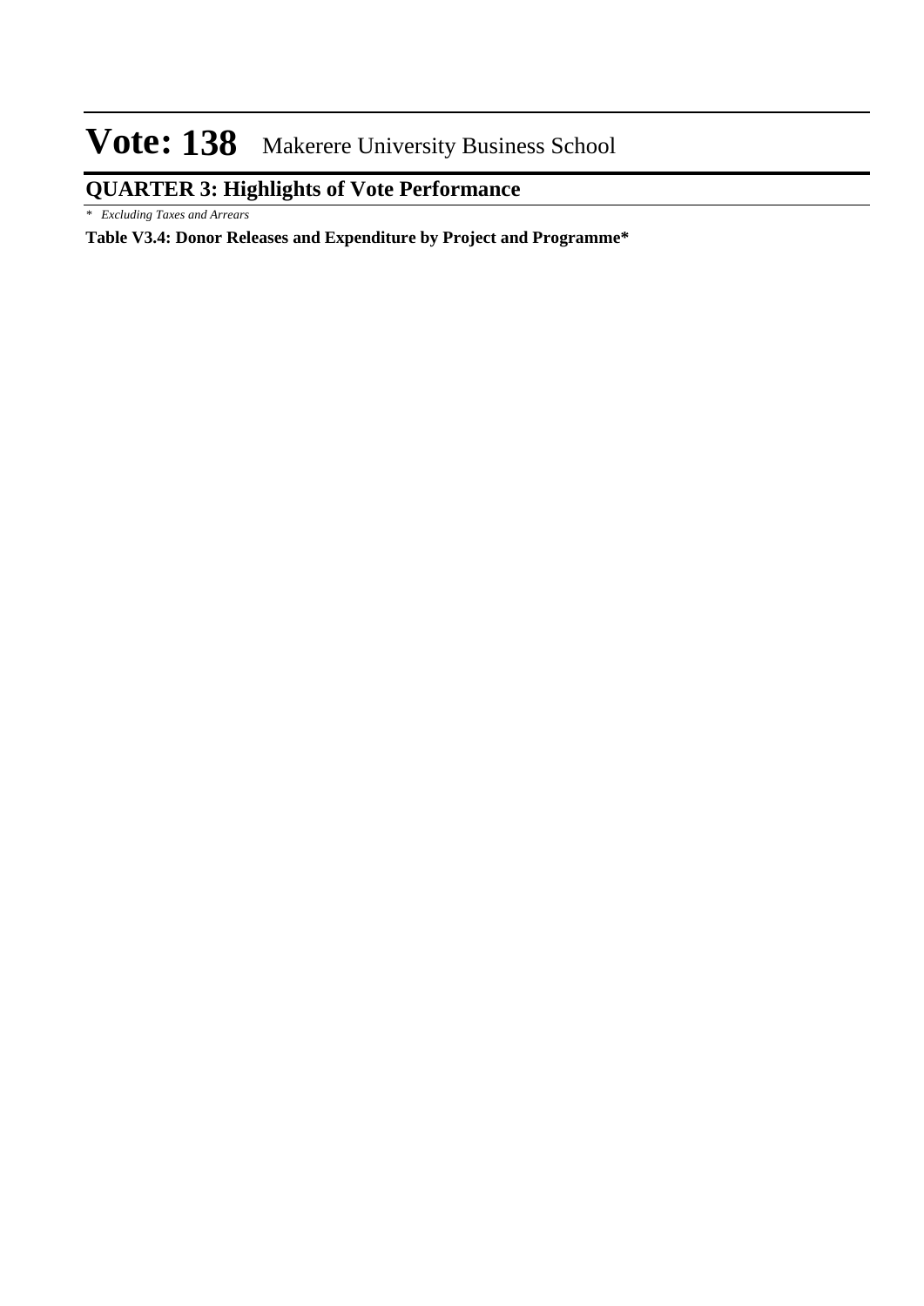# Vote: 138 Makerere University Business School

## QUARTER 3: Highlights of Vote Performance

*\* Excluding Taxes and Arrears*

**Table V3.4: Donor Releases and Expenditure by Project and Programme***